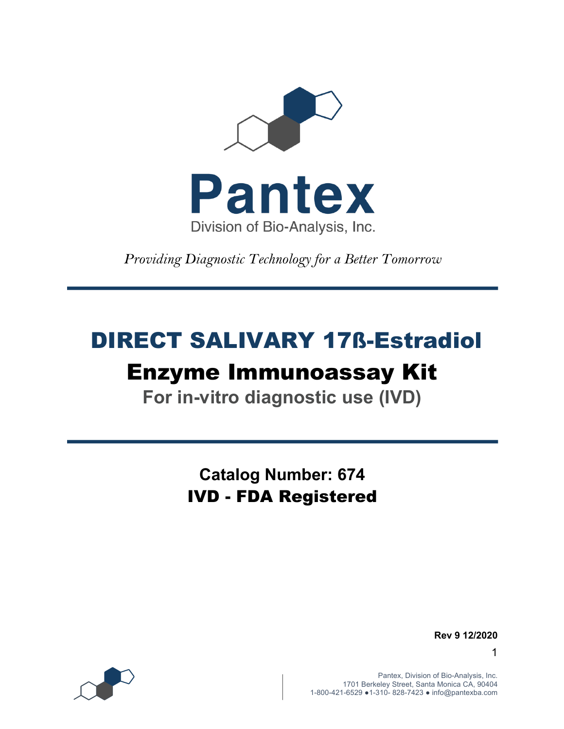# Pantex

Division of Bio-Analysis, Inc.

*Providing Diagnostic Technology for a Better Tomorrow*

# DIRECT SALIVARY 17ß-Estradiol

## Enzyme Immunoassay Kit

### For in-vitro diagnostic use (IVD)

**Catalog Number: 674**

**IVD - FDA Registered**

**Rev 9 12/2020**

Pantex, Division of Bio-Analysis, Inc.
1701 Berkeley Street, Santa Monica CA, 90404
1-800-421-6529 ●1-310- 828-7423 ● info@pantexba.com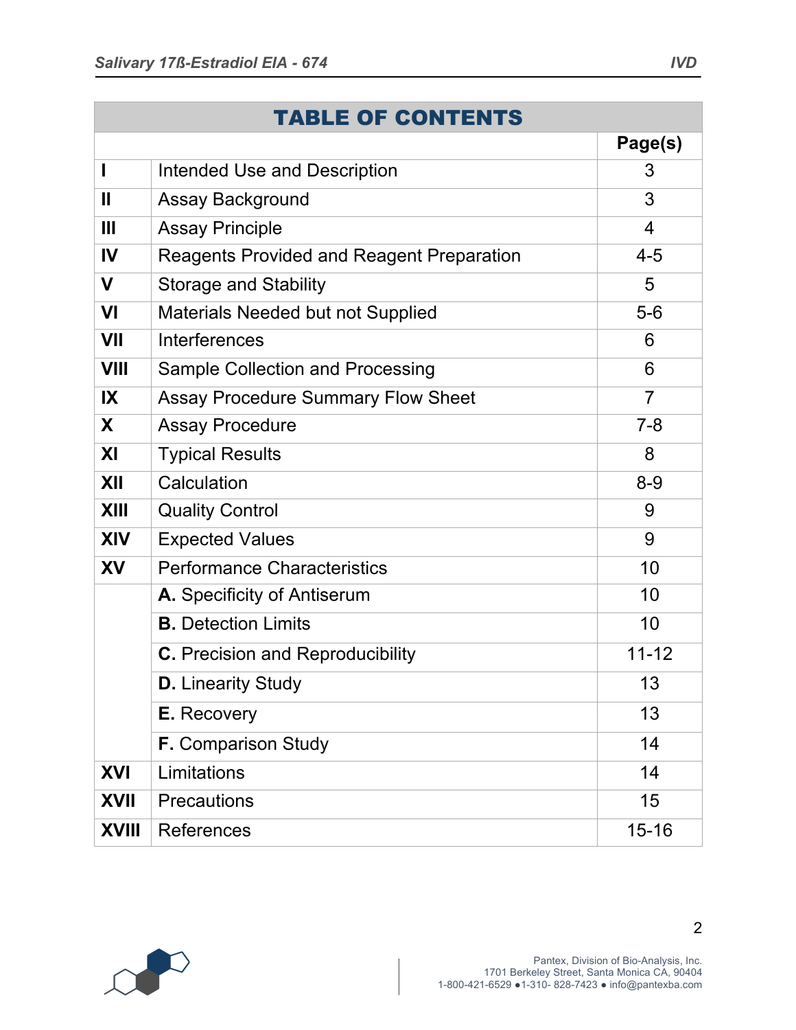# TABLE OF CONTENTS

| | | Page(s) |
|---|---|---|
| **I** | Intended Use and Description | 3 |
| **II** | Assay Background | 3 |
| **III** | Assay Principle | 4 |
| **IV** | Reagents Provided and Reagent Preparation | 4-5 |
| **V** | Storage and Stability | 5 |
| **VI** | Materials Needed but not Supplied | 5-6 |
| **VII** | Interferences | 6 |
| **VIII** | Sample Collection and Processing | 6 |
| **IX** | Assay Procedure Summary Flow Sheet | 7 |
| **X** | Assay Procedure | 7-8 |
| **XI** | Typical Results | 8 |
| **XII** | Calculation | 8-9 |
| **XIII** | Quality Control | 9 |
| **XIV** | Expected Values | 9 |
| **XV** | Performance Characteristics | 10 |
| | **A.** Specificity of Antiserum | 10 |
| | **B.** Detection Limits | 10 |
| | **C.** Precision and Reproducibility | 11-12 |
| | **D.** Linearity Study | 13 |
| | **E.** Recovery | 13 |
| | **F.** Comparison Study | 14 |
| **XVI** | Limitations | 14 |
| **XVII** | Precautions | 15 |
| **XVIII** | References | 15-16 |

Pantex, Division of Bio-Analysis, Inc.
1701 Berkeley Street, Santa Monica CA, 90404
1-800-421-6529 ●1-310- 828-7423 ● info@pantexba.com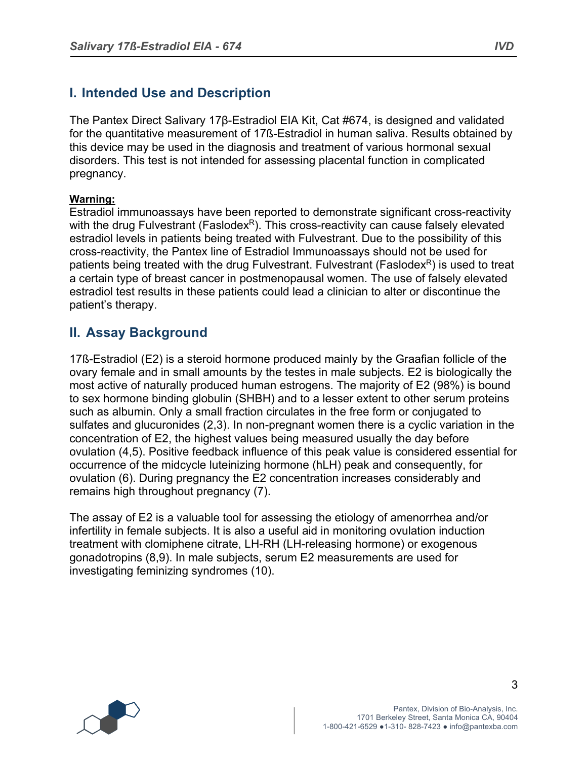## I. Intended Use and Description

The Pantex Direct Salivary 17β-Estradiol EIA Kit, Cat #674, is designed and validated for the quantitative measurement of 17ß-Estradiol in human saliva. Results obtained by this device may be used in the diagnosis and treatment of various hormonal sexual disorders. This test is not intended for assessing placental function in complicated pregnancy.

**Warning:**
Estradiol immunoassays have been reported to demonstrate significant cross-reactivity with the drug Fulvestrant (Faslodex[R]). This cross-reactivity can cause falsely elevated estradiol levels in patients being treated with Fulvestrant. Due to the possibility of this cross-reactivity, the Pantex line of Estradiol Immunoassays should not be used for patients being treated with the drug Fulvestrant. Fulvestrant (Faslodex[R]) is used to treat a certain type of breast cancer in postmenopausal women. The use of falsely elevated estradiol test results in these patients could lead a clinician to alter or discontinue the patient's therapy.

## II. Assay Background

17ß-Estradiol (E2) is a steroid hormone produced mainly by the Graafian follicle of the ovary female and in small amounts by the testes in male subjects. E2 is biologically the most active of naturally produced human estrogens. The majority of E2 (98%) is bound to sex hormone binding globulin (SHBH) and to a lesser extent to other serum proteins such as albumin. Only a small fraction circulates in the free form or conjugated to sulfates and glucuronides (2,3). In non-pregnant women there is a cyclic variation in the concentration of E2, the highest values being measured usually the day before ovulation (4,5). Positive feedback influence of this peak value is considered essential for occurrence of the midcycle luteinizing hormone (hLH) peak and consequently, for ovulation (6). During pregnancy the E2 concentration increases considerably and remains high throughout pregnancy (7).

The assay of E2 is a valuable tool for assessing the etiology of amenorrhea and/or infertility in female subjects. It is also a useful aid in monitoring ovulation induction treatment with clomiphene citrate, LH-RH (LH-releasing hormone) or exogenous gonadotropins (8,9). In male subjects, serum E2 measurements are used for investigating feminizing syndromes (10).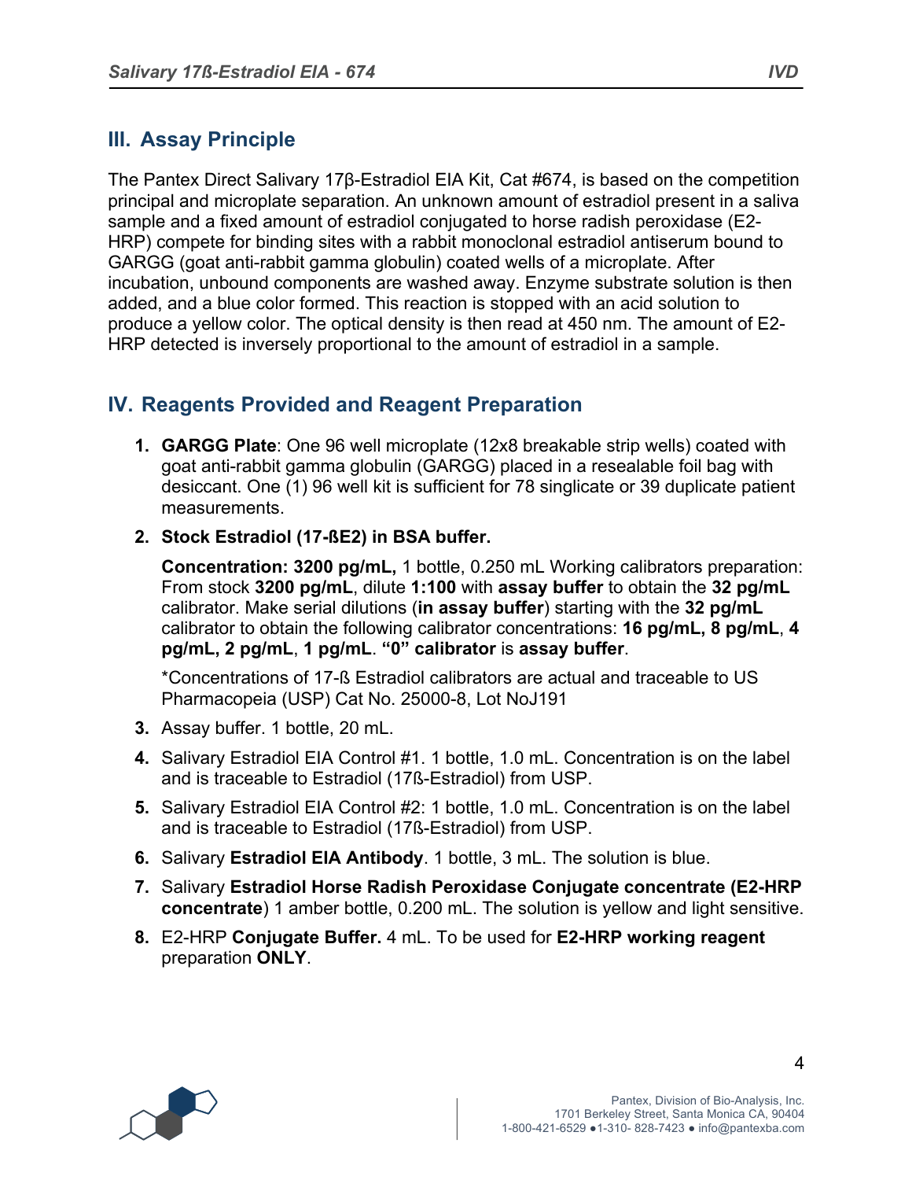## III. Assay Principle

The Pantex Direct Salivary 17β-Estradiol EIA Kit, Cat #674, is based on the competition principal and microplate separation. An unknown amount of estradiol present in a saliva sample and a fixed amount of estradiol conjugated to horse radish peroxidase (E2-HRP) compete for binding sites with a rabbit monoclonal estradiol antiserum bound to GARGG (goat anti-rabbit gamma globulin) coated wells of a microplate. After incubation, unbound components are washed away. Enzyme substrate solution is then added, and a blue color formed. This reaction is stopped with an acid solution to produce a yellow color. The optical density is then read at 450 nm. The amount of E2-HRP detected is inversely proportional to the amount of estradiol in a sample.

## IV. Reagents Provided and Reagent Preparation

1. **GARGG Plate**: One 96 well microplate (12x8 breakable strip wells) coated with goat anti-rabbit gamma globulin (GARGG) placed in a resealable foil bag with desiccant. One (1) 96 well kit is sufficient for 78 singlicate or 39 duplicate patient measurements.
2. **Stock Estradiol (17-ßE2) in BSA buffer.**

   **Concentration: 3200 pg/mL,** 1 bottle, 0.250 mL Working calibrators preparation: From stock **3200 pg/mL**, dilute **1:100** with **assay buffer** to obtain the **32 pg/mL** calibrator. Make serial dilutions (**in assay buffer**) starting with the **32 pg/mL** calibrator to obtain the following calibrator concentrations: **16 pg/mL, 8 pg/mL**, **4 pg/mL, 2 pg/mL**, **1 pg/mL**. **"0" calibrator** is **assay buffer**.

   *Concentrations of 17-ß Estradiol calibrators are actual and traceable to US Pharmacopeia (USP) Cat No. 25000-8, Lot NoJ191
3. Assay buffer. 1 bottle, 20 mL.
4. Salivary Estradiol EIA Control #1. 1 bottle, 1.0 mL. Concentration is on the label and is traceable to Estradiol (17ß-Estradiol) from USP.
5. Salivary Estradiol EIA Control #2: 1 bottle, 1.0 mL. Concentration is on the label and is traceable to Estradiol (17ß-Estradiol) from USP.
6. Salivary **Estradiol EIA Antibody**. 1 bottle, 3 mL. The solution is blue.
7. Salivary **Estradiol Horse Radish Peroxidase Conjugate concentrate (E2-HRP concentrate**) 1 amber bottle, 0.200 mL. The solution is yellow and light sensitive.
8. E2-HRP **Conjugate Buffer.** 4 mL. To be used for **E2-HRP working reagent** preparation **ONLY**.

Pantex, Division of Bio-Analysis, Inc.
1701 Berkeley Street, Santa Monica CA, 90404
1-800-421-6529 ●1-310- 828-7423 ● info@pantexba.com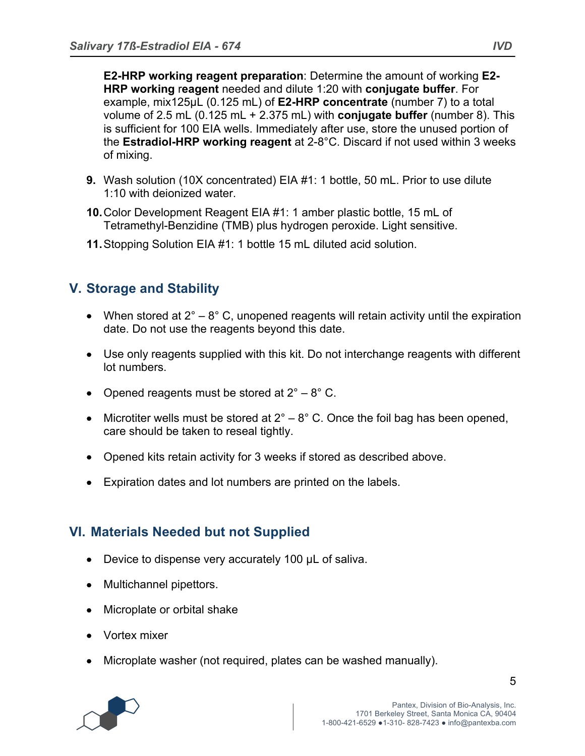**E2-HRP working reagent preparation**: Determine the amount of working **E2-HRP working reagent** needed and dilute 1:20 with **conjugate buffer**. For example, mix125μL (0.125 mL) of **E2-HRP concentrate** (number 7) to a total volume of 2.5 mL (0.125 mL + 2.375 mL) with **conjugate buffer** (number 8). This is sufficient for 100 EIA wells. Immediately after use, store the unused portion of the **Estradiol-HRP working reagent** at 2-8°C. Discard if not used within 3 weeks of mixing.

9. Wash solution (10X concentrated) EIA #1: 1 bottle, 50 mL. Prior to use dilute 1:10 with deionized water.
10. Color Development Reagent EIA #1: 1 amber plastic bottle, 15 mL of Tetramethyl-Benzidine (TMB) plus hydrogen peroxide. Light sensitive.
11. Stopping Solution EIA #1: 1 bottle 15 mL diluted acid solution.

## V. Storage and Stability

- When stored at 2° – 8° C, unopened reagents will retain activity until the expiration date. Do not use the reagents beyond this date.
- Use only reagents supplied with this kit. Do not interchange reagents with different lot numbers.
- Opened reagents must be stored at 2° – 8° C.
- Microtiter wells must be stored at 2° – 8° C. Once the foil bag has been opened, care should be taken to reseal tightly.
- Opened kits retain activity for 3 weeks if stored as described above.
- Expiration dates and lot numbers are printed on the labels.

## VI. Materials Needed but not Supplied

- Device to dispense very accurately 100 μL of saliva.
- Multichannel pipettors.
- Microplate or orbital shake
- Vortex mixer
- Microplate washer (not required, plates can be washed manually).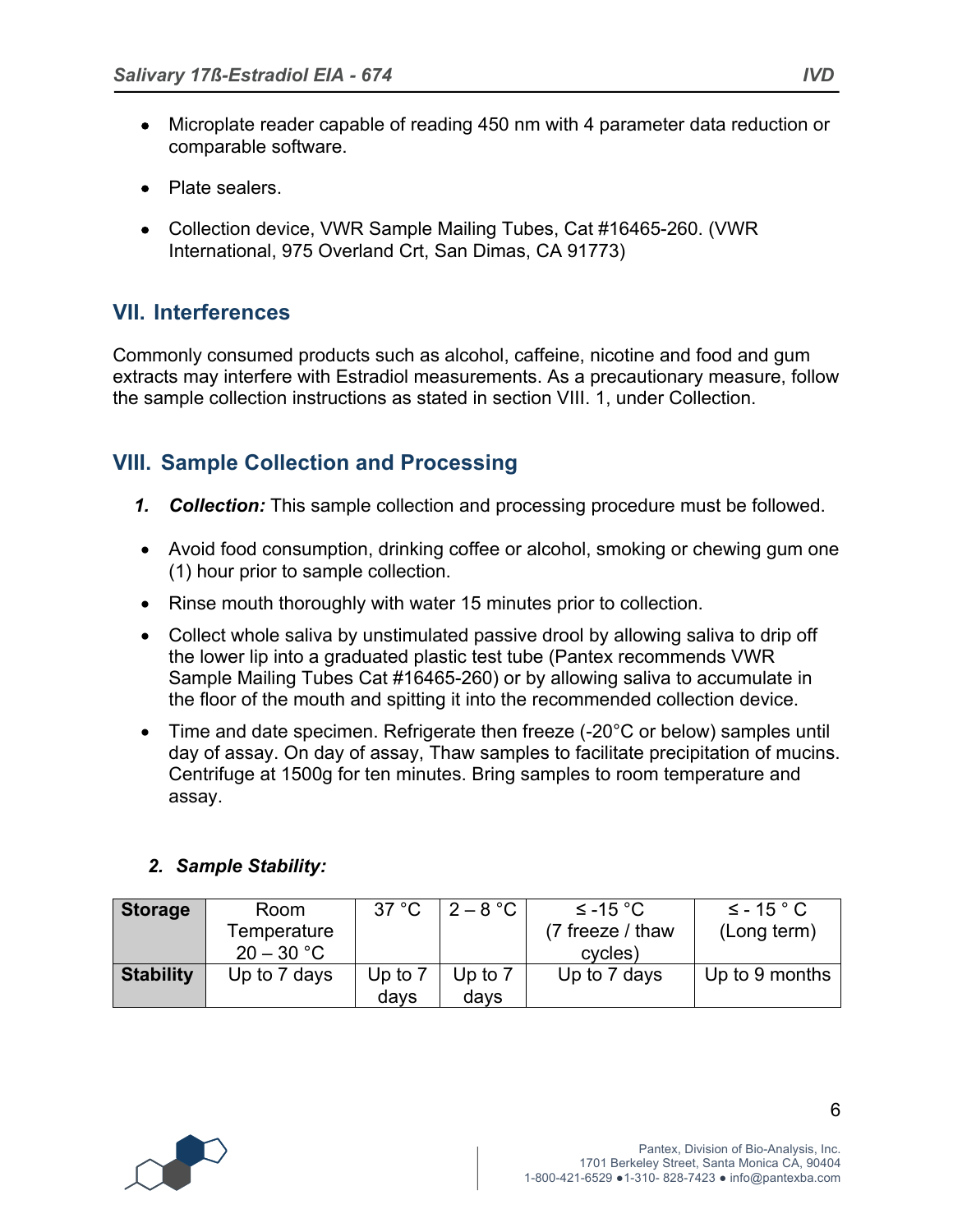- Microplate reader capable of reading 450 nm with 4 parameter data reduction or comparable software.
- Plate sealers.
- Collection device, VWR Sample Mailing Tubes, Cat #16465-260. (VWR International, 975 Overland Crt, San Dimas, CA 91773)

## VII. Interferences

Commonly consumed products such as alcohol, caffeine, nicotine and food and gum extracts may interfere with Estradiol measurements. As a precautionary measure, follow the sample collection instructions as stated in section VIII. 1, under Collection.

## VIII. Sample Collection and Processing

1. ***Collection:*** This sample collection and processing procedure must be followed.

- Avoid food consumption, drinking coffee or alcohol, smoking or chewing gum one (1) hour prior to sample collection.
- Rinse mouth thoroughly with water 15 minutes prior to collection.
- Collect whole saliva by unstimulated passive drool by allowing saliva to drip off the lower lip into a graduated plastic test tube (Pantex recommends VWR Sample Mailing Tubes Cat #16465-260) or by allowing saliva to accumulate in the floor of the mouth and spitting it into the recommended collection device.
- Time and date specimen. Refrigerate then freeze (-20°C or below) samples until day of assay. On day of assay, Thaw samples to facilitate precipitation of mucins. Centrifuge at 1500g for ten minutes. Bring samples to room temperature and assay.

2. ***Sample Stability:***

| **Storage** | Room Temperature 20 – 30 °C | 37 °C | 2 – 8 °C | ≤ -15 °C (7 freeze / thaw cycles) | ≤ - 15 ° C (Long term) |
|---|---|---|---|---|---|
| **Stability** | Up to 7 days | Up to 7 days | Up to 7 days | Up to 7 days | Up to 9 months |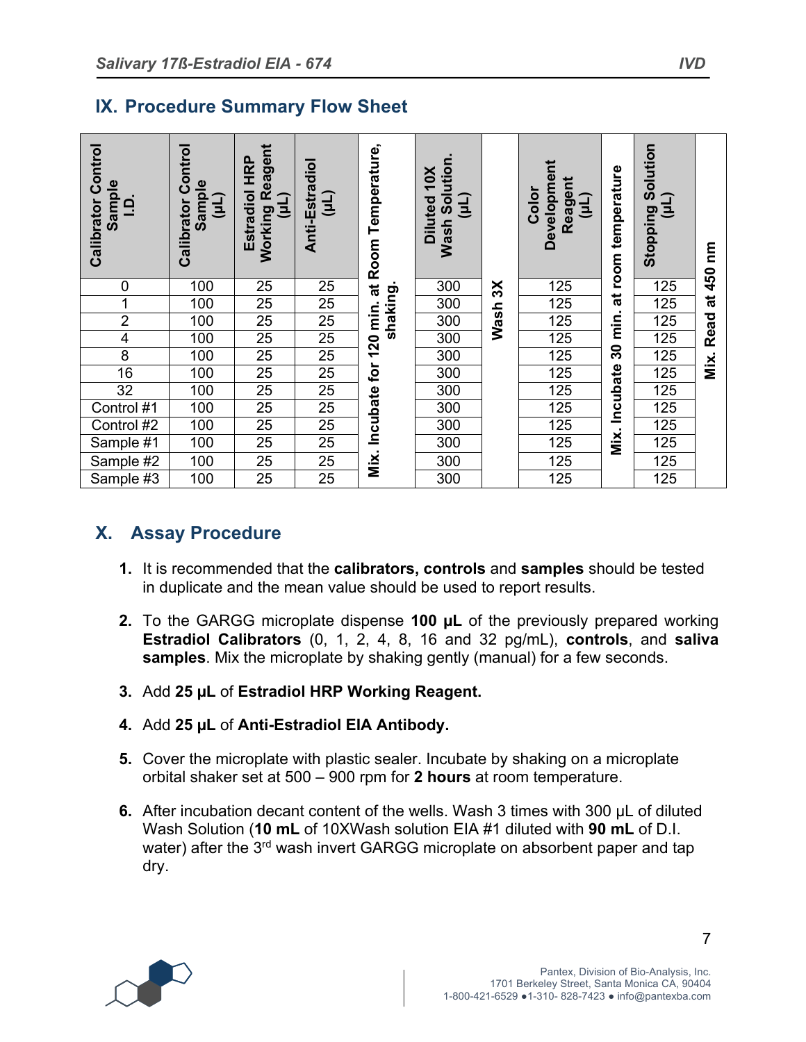## IX. Procedure Summary Flow Sheet

| Calibrator Control Sample I.D. | Calibrator Control Sample (µL) | Estradiol HRP Working Reagent (µL) | Anti-Estradiol (µL) | Mix. Incubate for 120 min. at Room Temperature, shaking. | Diluted 10X Wash Solution. (µL) | Wash 3X | Color Development Reagent (µL) | Mix. Incubate 30 min. at room temperature | Stopping Solution (µL) | Mix. Read at 450 nm |
|---|---|---|---|---|---|---|---|---|---|---|
| 0 | 100 | 25 | 25 | | 300 | | 125 | | 125 | |
| 1 | 100 | 25 | 25 | | 300 | | 125 | | 125 | |
| 2 | 100 | 25 | 25 | | 300 | | 125 | | 125 | |
| 4 | 100 | 25 | 25 | | 300 | | 125 | | 125 | |
| 8 | 100 | 25 | 25 | | 300 | | 125 | | 125 | |
| 16 | 100 | 25 | 25 | | 300 | | 125 | | 125 | |
| 32 | 100 | 25 | 25 | | 300 | | 125 | | 125 | |
| Control #1 | 100 | 25 | 25 | | 300 | | 125 | | 125 | |
| Control #2 | 100 | 25 | 25 | | 300 | | 125 | | 125 | |
| Sample #1 | 100 | 25 | 25 | | 300 | | 125 | | 125 | |
| Sample #2 | 100 | 25 | 25 | | 300 | | 125 | | 125 | |
| Sample #3 | 100 | 25 | 25 | | 300 | | 125 | | 125 | |

## X. Assay Procedure

1. It is recommended that the **calibrators, controls** and **samples** should be tested in duplicate and the mean value should be used to report results.

2. To the GARGG microplate dispense **100 µL** of the previously prepared working **Estradiol Calibrators** (0, 1, 2, 4, 8, 16 and 32 pg/mL), **controls**, and **saliva samples**. Mix the microplate by shaking gently (manual) for a few seconds.

3. Add **25 µL** of **Estradiol HRP Working Reagent.**

4. Add **25 µL** of **Anti-Estradiol EIA Antibody.**

5. Cover the microplate with plastic sealer. Incubate by shaking on a microplate orbital shaker set at 500 – 900 rpm for **2 hours** at room temperature.

6. After incubation decant content of the wells. Wash 3 times with 300 µL of diluted Wash Solution (**10 mL** of 10XWash solution EIA #1 diluted with **90 mL** of D.I. water) after the 3rd wash invert GARGG microplate on absorbent paper and tap dry.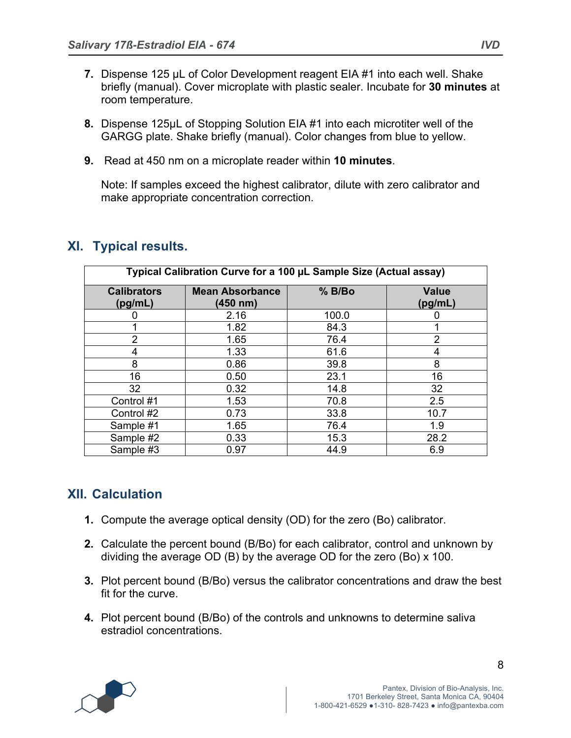7. Dispense 125 µL of Color Development reagent EIA #1 into each well. Shake briefly (manual). Cover microplate with plastic sealer. Incubate for **30 minutes** at room temperature.

8. Dispense 125µL of Stopping Solution EIA #1 into each microtiter well of the GARGG plate. Shake briefly (manual). Color changes from blue to yellow.

9. Read at 450 nm on a microplate reader within **10 minutes**.

   Note: If samples exceed the highest calibrator, dilute with zero calibrator and make appropriate concentration correction.

## XI. Typical results.

**Typical Calibration Curve for a 100 µL Sample Size (Actual assay)**

| Calibrators (pg/mL) | Mean Absorbance (450 nm) | % B/Bo | Value (pg/mL) |
|---|---|---|---|
| 0 | 2.16 | 100.0 | 0 |
| 1 | 1.82 | 84.3 | 1 |
| 2 | 1.65 | 76.4 | 2 |
| 4 | 1.33 | 61.6 | 4 |
| 8 | 0.86 | 39.8 | 8 |
| 16 | 0.50 | 23.1 | 16 |
| 32 | 0.32 | 14.8 | 32 |
| Control #1 | 1.53 | 70.8 | 2.5 |
| Control #2 | 0.73 | 33.8 | 10.7 |
| Sample #1 | 1.65 | 76.4 | 1.9 |
| Sample #2 | 0.33 | 15.3 | 28.2 |
| Sample #3 | 0.97 | 44.9 | 6.9 |

## XII. Calculation

1. Compute the average optical density (OD) for the zero (Bo) calibrator.

2. Calculate the percent bound (B/Bo) for each calibrator, control and unknown by dividing the average OD (B) by the average OD for the zero (Bo) x 100.

3. Plot percent bound (B/Bo) versus the calibrator concentrations and draw the best fit for the curve.

4. Plot percent bound (B/Bo) of the controls and unknowns to determine saliva estradiol concentrations.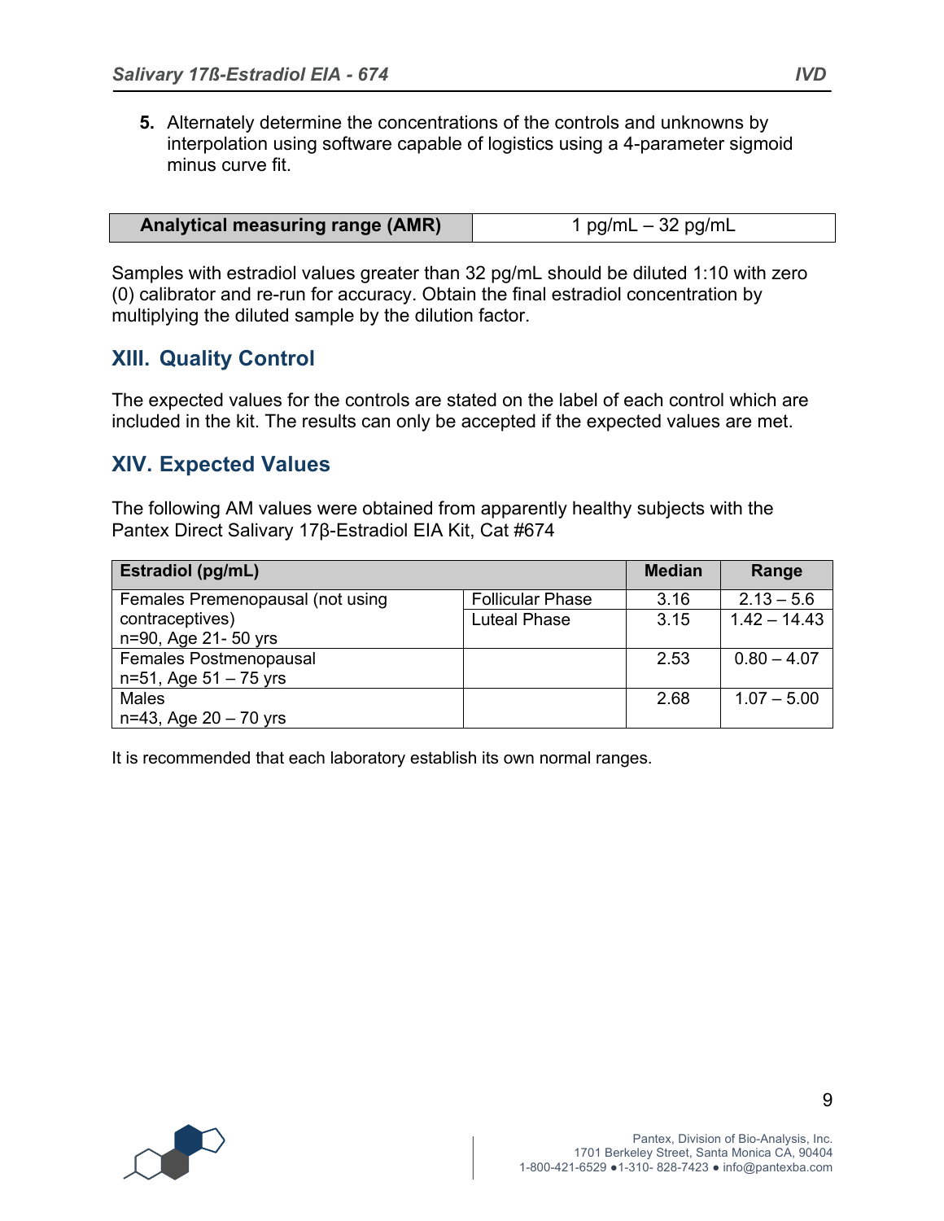5. Alternately determine the concentrations of the controls and unknowns by interpolation using software capable of logistics using a 4-parameter sigmoid minus curve fit.

| **Analytical measuring range (AMR)** | 1 pg/mL – 32 pg/mL |
|---|---|

Samples with estradiol values greater than 32 pg/mL should be diluted 1:10 with zero (0) calibrator and re-run for accuracy. Obtain the final estradiol concentration by multiplying the diluted sample by the dilution factor.

## XIII. Quality Control

The expected values for the controls are stated on the label of each control which are included in the kit. The results can only be accepted if the expected values are met.

## XIV. Expected Values

The following AM values were obtained from apparently healthy subjects with the Pantex Direct Salivary 17β-Estradiol EIA Kit, Cat #674

| **Estradiol (pg/mL)** | | **Median** | **Range** |
|---|---|---|---|
| Females Premenopausal (not using contraceptives) n=90, Age 21- 50 yrs | Follicular Phase | 3.16 | 2.13 – 5.6 |
| | Luteal Phase | 3.15 | 1.42 – 14.43 |
| Females Postmenopausal n=51, Age 51 – 75 yrs | | 2.53 | 0.80 – 4.07 |
| Males n=43, Age 20 – 70 yrs | | 2.68 | 1.07 – 5.00 |

It is recommended that each laboratory establish its own normal ranges.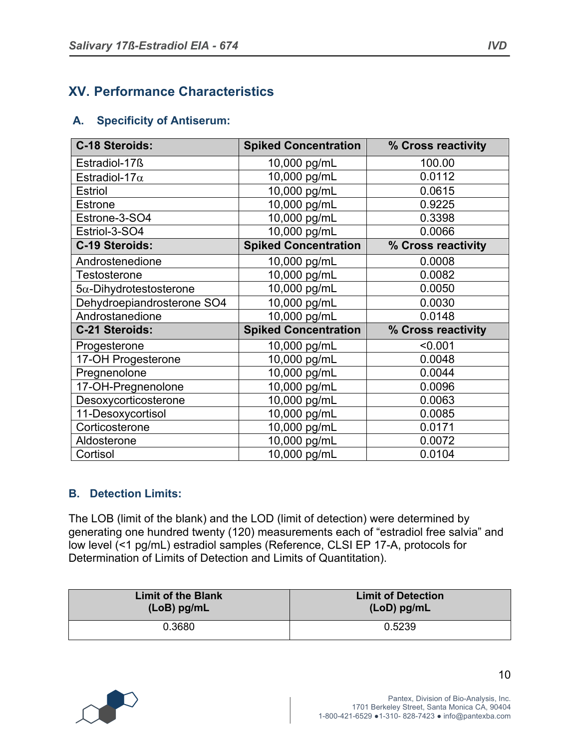## XV. Performance Characteristics

### A. Specificity of Antiserum:

| C-18 Steroids: | Spiked Concentration | % Cross reactivity |
|---|---|---|
| Estradiol-17ß | 10,000 pg/mL | 100.00 |
| Estradiol-17α | 10,000 pg/mL | 0.0112 |
| Estriol | 10,000 pg/mL | 0.0615 |
| Estrone | 10,000 pg/mL | 0.9225 |
| Estrone-3-SO4 | 10,000 pg/mL | 0.3398 |
| Estriol-3-SO4 | 10,000 pg/mL | 0.0066 |
| **C-19 Steroids:** | **Spiked Concentration** | **% Cross reactivity** |
| Androstenedione | 10,000 pg/mL | 0.0008 |
| Testosterone | 10,000 pg/mL | 0.0082 |
| 5α-Dihydrotestosterone | 10,000 pg/mL | 0.0050 |
| Dehydroepiandrosterone SO4 | 10,000 pg/mL | 0.0030 |
| Androstanedione | 10,000 pg/mL | 0.0148 |
| **C-21 Steroids:** | **Spiked Concentration** | **% Cross reactivity** |
| Progesterone | 10,000 pg/mL | <0.001 |
| 17-OH Progesterone | 10,000 pg/mL | 0.0048 |
| Pregnenolone | 10,000 pg/mL | 0.0044 |
| 17-OH-Pregnenolone | 10,000 pg/mL | 0.0096 |
| Desoxycorticosterone | 10,000 pg/mL | 0.0063 |
| 11-Desoxycortisol | 10,000 pg/mL | 0.0085 |
| Corticosterone | 10,000 pg/mL | 0.0171 |
| Aldosterone | 10,000 pg/mL | 0.0072 |
| Cortisol | 10,000 pg/mL | 0.0104 |

### B. Detection Limits:

The LOB (limit of the blank) and the LOD (limit of detection) were determined by generating one hundred twenty (120) measurements each of "estradiol free salvia" and low level (<1 pg/mL) estradiol samples (Reference, CLSI EP 17-A, protocols for Determination of Limits of Detection and Limits of Quantitation).

| Limit of the Blank (LoB) pg/mL | Limit of Detection (LoD) pg/mL |
|---|---|
| 0.3680 | 0.5239 |

Pantex, Division of Bio-Analysis, Inc.
1701 Berkeley Street, Santa Monica CA, 90404
1-800-421-6529 ●1-310- 828-7423 ● info@pantexba.com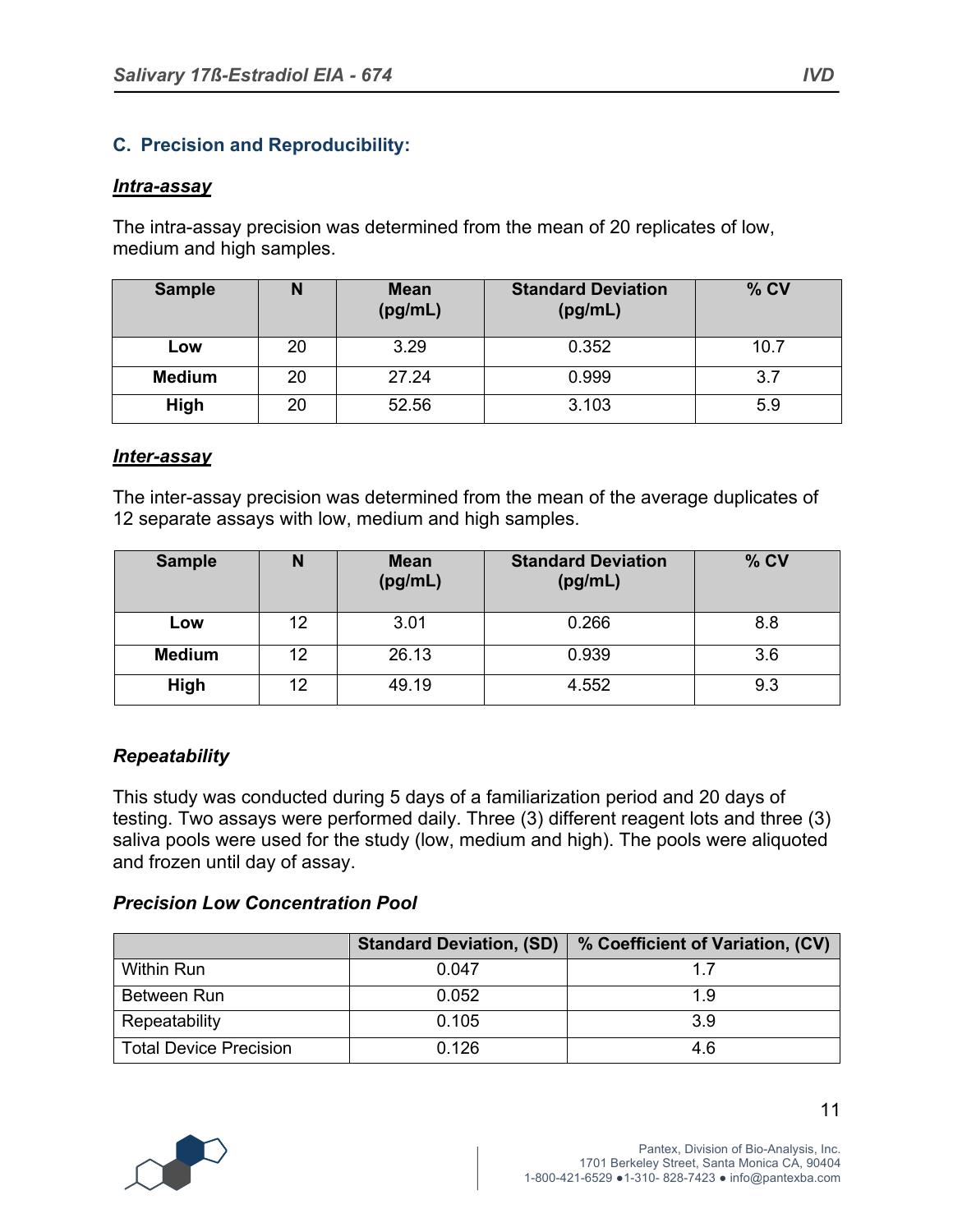### C. Precision and Reproducibility:

***Intra-assay***

The intra-assay precision was determined from the mean of 20 replicates of low, medium and high samples.

| Sample | N | Mean (pg/mL) | Standard Deviation (pg/mL) | % CV |
|---|---|---|---|---|
| **Low** | 20 | 3.29 | 0.352 | 10.7 |
| **Medium** | 20 | 27.24 | 0.999 | 3.7 |
| **High** | 20 | 52.56 | 3.103 | 5.9 |

***Inter-assay***

The inter-assay precision was determined from the mean of the average duplicates of 12 separate assays with low, medium and high samples.

| Sample | N | Mean (pg/mL) | Standard Deviation (pg/mL) | % CV |
|---|---|---|---|---|
| **Low** | 12 | 3.01 | 0.266 | 8.8 |
| **Medium** | 12 | 26.13 | 0.939 | 3.6 |
| **High** | 12 | 49.19 | 4.552 | 9.3 |

***Repeatability***

This study was conducted during 5 days of a familiarization period and 20 days of testing. Two assays were performed daily. Three (3) different reagent lots and three (3) saliva pools were used for the study (low, medium and high). The pools were aliquoted and frozen until day of assay.

***Precision Low Concentration Pool***

| | Standard Deviation, (SD) | % Coefficient of Variation, (CV) |
|---|---|---|
| Within Run | 0.047 | 1.7 |
| Between Run | 0.052 | 1.9 |
| Repeatability | 0.105 | 3.9 |
| Total Device Precision | 0.126 | 4.6 |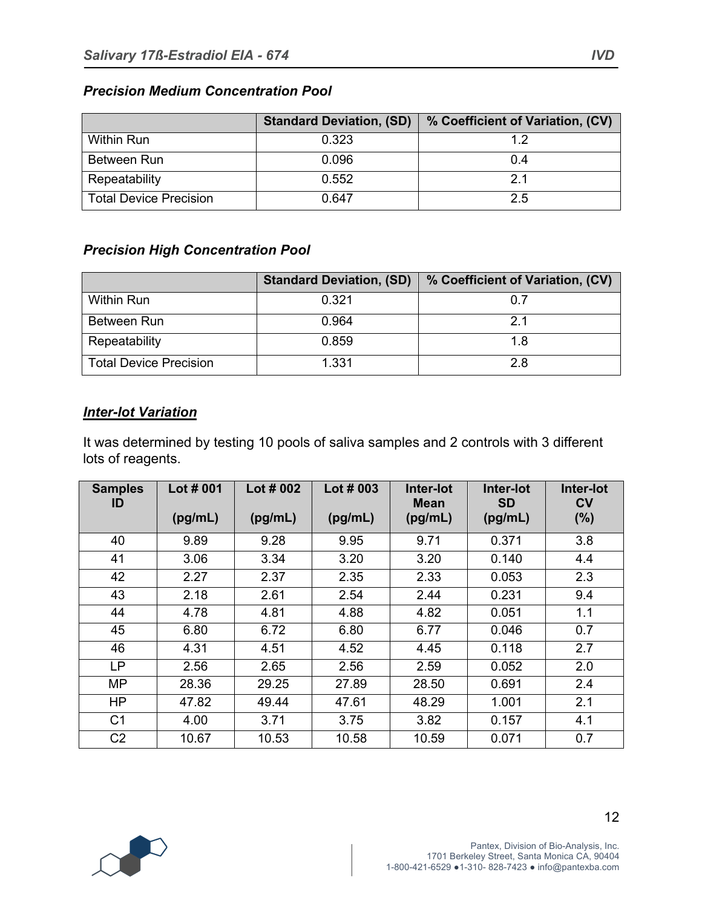### *Precision Medium Concentration Pool*

| | Standard Deviation, (SD) | % Coefficient of Variation, (CV) |
|---|---|---|
| Within Run | 0.323 | 1.2 |
| Between Run | 0.096 | 0.4 |
| Repeatability | 0.552 | 2.1 |
| Total Device Precision | 0.647 | 2.5 |

### *Precision High Concentration Pool*

| | Standard Deviation, (SD) | % Coefficient of Variation, (CV) |
|---|---|---|
| Within Run | 0.321 | 0.7 |
| Between Run | 0.964 | 2.1 |
| Repeatability | 0.859 | 1.8 |
| Total Device Precision | 1.331 | 2.8 |

## ***Inter-lot Variation***

It was determined by testing 10 pools of saliva samples and 2 controls with 3 different lots of reagents.

| Samples ID | Lot # 001 (pg/mL) | Lot # 002 (pg/mL) | Lot # 003 (pg/mL) | Inter-lot Mean (pg/mL) | Inter-lot SD (pg/mL) | Inter-lot CV (%) |
|---|---|---|---|---|---|---|
| 40 | 9.89 | 9.28 | 9.95 | 9.71 | 0.371 | 3.8 |
| 41 | 3.06 | 3.34 | 3.20 | 3.20 | 0.140 | 4.4 |
| 42 | 2.27 | 2.37 | 2.35 | 2.33 | 0.053 | 2.3 |
| 43 | 2.18 | 2.61 | 2.54 | 2.44 | 0.231 | 9.4 |
| 44 | 4.78 | 4.81 | 4.88 | 4.82 | 0.051 | 1.1 |
| 45 | 6.80 | 6.72 | 6.80 | 6.77 | 0.046 | 0.7 |
| 46 | 4.31 | 4.51 | 4.52 | 4.45 | 0.118 | 2.7 |
| LP | 2.56 | 2.65 | 2.56 | 2.59 | 0.052 | 2.0 |
| MP | 28.36 | 29.25 | 27.89 | 28.50 | 0.691 | 2.4 |
| HP | 47.82 | 49.44 | 47.61 | 48.29 | 1.001 | 2.1 |
| C1 | 4.00 | 3.71 | 3.75 | 3.82 | 0.157 | 4.1 |
| C2 | 10.67 | 10.53 | 10.58 | 10.59 | 0.071 | 0.7 |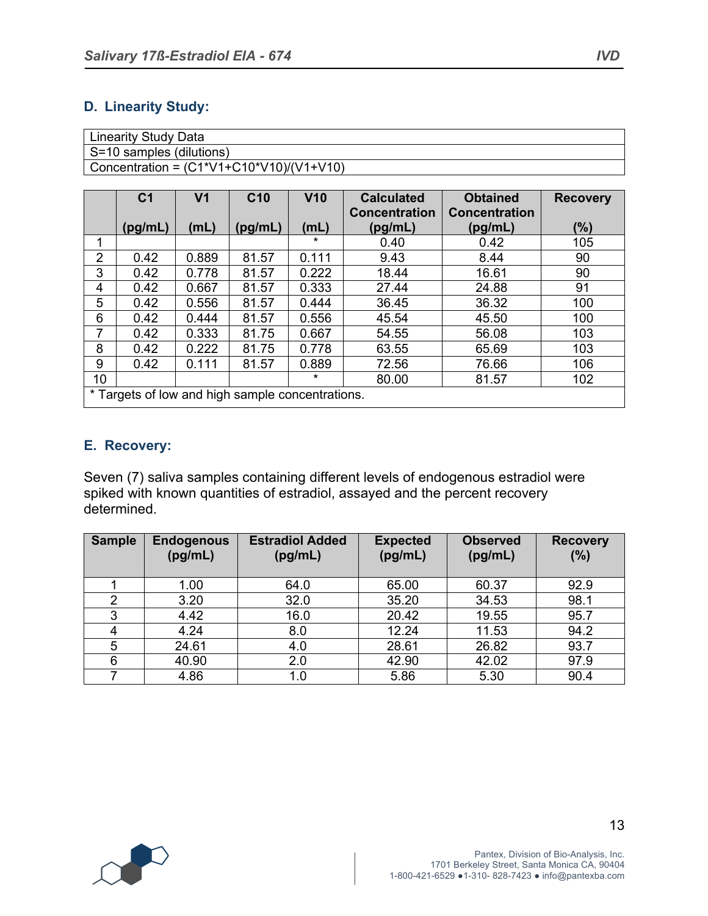### D. Linearity Study:

| Linearity Study Data |
|---|
| S=10 samples (dilutions) |
| Concentration = (C1*V1+C10*V10)/(V1+V10) |

| | C1 (pg/mL) | V1 (mL) | C10 (pg/mL) | V10 (mL) | Calculated Concentration (pg/mL) | Obtained Concentration (pg/mL) | Recovery (%) |
|---|---|---|---|---|---|---|---|
| 1 | | | | * | 0.40 | 0.42 | 105 |
| 2 | 0.42 | 0.889 | 81.57 | 0.111 | 9.43 | 8.44 | 90 |
| 3 | 0.42 | 0.778 | 81.57 | 0.222 | 18.44 | 16.61 | 90 |
| 4 | 0.42 | 0.667 | 81.57 | 0.333 | 27.44 | 24.88 | 91 |
| 5 | 0.42 | 0.556 | 81.57 | 0.444 | 36.45 | 36.32 | 100 |
| 6 | 0.42 | 0.444 | 81.57 | 0.556 | 45.54 | 45.50 | 100 |
| 7 | 0.42 | 0.333 | 81.75 | 0.667 | 54.55 | 56.08 | 103 |
| 8 | 0.42 | 0.222 | 81.75 | 0.778 | 63.55 | 65.69 | 103 |
| 9 | 0.42 | 0.111 | 81.57 | 0.889 | 72.56 | 76.66 | 106 |
| 10 | | | | * | 80.00 | 81.57 | 102 |

\* Targets of low and high sample concentrations.

### E. Recovery:

Seven (7) saliva samples containing different levels of endogenous estradiol were spiked with known quantities of estradiol, assayed and the percent recovery determined.

| Sample | Endogenous (pg/mL) | Estradiol Added (pg/mL) | Expected (pg/mL) | Observed (pg/mL) | Recovery (%) |
|---|---|---|---|---|---|
| 1 | 1.00 | 64.0 | 65.00 | 60.37 | 92.9 |
| 2 | 3.20 | 32.0 | 35.20 | 34.53 | 98.1 |
| 3 | 4.42 | 16.0 | 20.42 | 19.55 | 95.7 |
| 4 | 4.24 | 8.0 | 12.24 | 11.53 | 94.2 |
| 5 | 24.61 | 4.0 | 28.61 | 26.82 | 93.7 |
| 6 | 40.90 | 2.0 | 42.90 | 42.02 | 97.9 |
| 7 | 4.86 | 1.0 | 5.86 | 5.30 | 90.4 |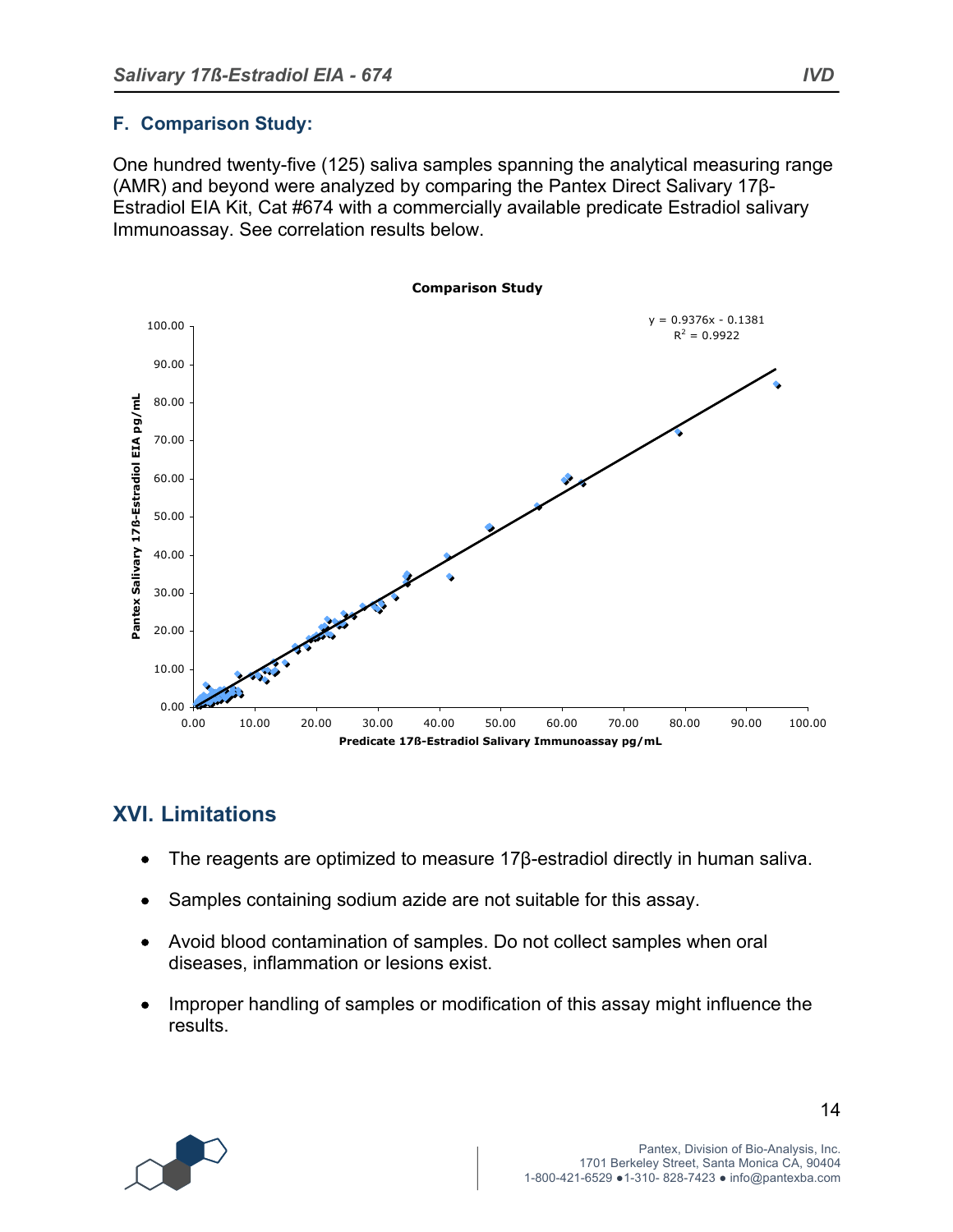### F. Comparison Study:

One hundred twenty-five (125) saliva samples spanning the analytical measuring range (AMR) and beyond were analyzed by comparing the Pantex Direct Salivary 17β-Estradiol EIA Kit, Cat #674 with a commercially available predicate Estradiol salivary Immunoassay. See correlation results below.

Comparison Study

y = 0.9376x - 0.1381

$R^2$ = 0.9922

Pantex Salivary 17ß-Estradiol EIA pg/mL

100.00
90.00
80.00
70.00
60.00
50.00
40.00
30.00
20.00
10.00
0.00

0.00 10.00 20.00 30.00 40.00 50.00 60.00 70.00 80.00 90.00 100.00

Predicate 17ß-Estradiol Salivary Immunoassay pg/mL

## XVI. Limitations

- The reagents are optimized to measure 17β-estradiol directly in human saliva.
- Samples containing sodium azide are not suitable for this assay.
- Avoid blood contamination of samples. Do not collect samples when oral diseases, inflammation or lesions exist.
- Improper handling of samples or modification of this assay might influence the results.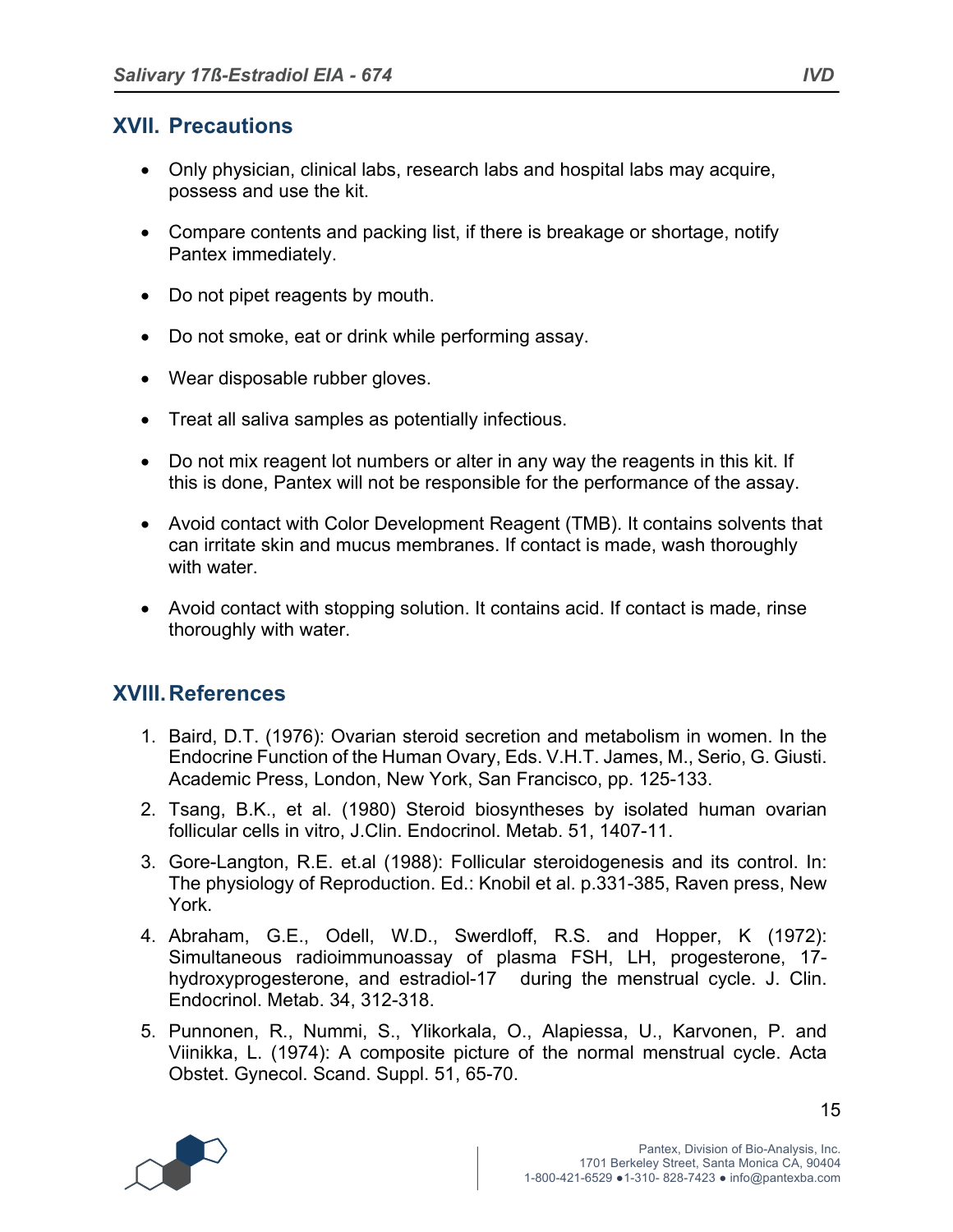## XVII. Precautions

- Only physician, clinical labs, research labs and hospital labs may acquire, possess and use the kit.
- Compare contents and packing list, if there is breakage or shortage, notify Pantex immediately.
- Do not pipet reagents by mouth.
- Do not smoke, eat or drink while performing assay.
- Wear disposable rubber gloves.
- Treat all saliva samples as potentially infectious.
- Do not mix reagent lot numbers or alter in any way the reagents in this kit. If this is done, Pantex will not be responsible for the performance of the assay.
- Avoid contact with Color Development Reagent (TMB). It contains solvents that can irritate skin and mucus membranes. If contact is made, wash thoroughly with water.
- Avoid contact with stopping solution. It contains acid. If contact is made, rinse thoroughly with water.

## XVIII. References

1. Baird, D.T. (1976): Ovarian steroid secretion and metabolism in women. In the Endocrine Function of the Human Ovary, Eds. V.H.T. James, M., Serio, G. Giusti. Academic Press, London, New York, San Francisco, pp. 125-133.
2. Tsang, B.K., et al. (1980) Steroid biosyntheses by isolated human ovarian follicular cells in vitro, J.Clin. Endocrinol. Metab. 51, 1407-11.
3. Gore-Langton, R.E. et.al (1988): Follicular steroidogenesis and its control. In: The physiology of Reproduction. Ed.: Knobil et al. p.331-385, Raven press, New York.
4. Abraham, G.E., Odell, W.D., Swerdloff, R.S. and Hopper, K (1972): Simultaneous radioimmunoassay of plasma FSH, LH, progesterone, 17-hydroxyprogesterone, and estradiol-17 during the menstrual cycle. J. Clin. Endocrinol. Metab. 34, 312-318.
5. Punnonen, R., Nummi, S., Ylikorkala, O., Alapiessa, U., Karvonen, P. and Viinikka, L. (1974): A composite picture of the normal menstrual cycle. Acta Obstet. Gynecol. Scand. Suppl. 51, 65-70.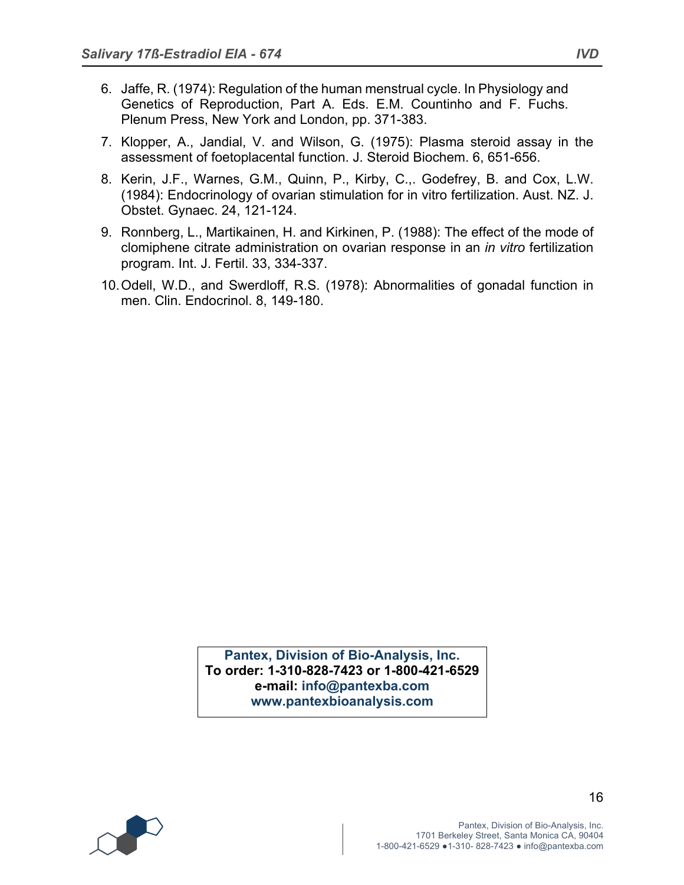6. Jaffe, R. (1974): Regulation of the human menstrual cycle. In Physiology and Genetics of Reproduction, Part A. Eds. E.M. Countinho and F. Fuchs. Plenum Press, New York and London, pp. 371-383.
7. Klopper, A., Jandial, V. and Wilson, G. (1975): Plasma steroid assay in the assessment of foetoplacental function. J. Steroid Biochem. 6, 651-656.
8. Kerin, J.F., Warnes, G.M., Quinn, P., Kirby, C.,. Godefrey, B. and Cox, L.W. (1984): Endocrinology of ovarian stimulation for in vitro fertilization. Aust. NZ. J. Obstet. Gynaec. 24, 121-124.
9. Ronnberg, L., Martikainen, H. and Kirkinen, P. (1988): The effect of the mode of clomiphene citrate administration on ovarian response in an *in vitro* fertilization program. Int. J. Fertil. 33, 334-337.
10. Odell, W.D., and Swerdloff, R.S. (1978): Abnormalities of gonadal function in men. Clin. Endocrinol. 8, 149-180.

**Pantex, Division of Bio-Analysis, Inc.**
**To order: 1-310-828-7423 or 1-800-421-6529**
**e-mail: info@pantexba.com**
**www.pantexbioanalysis.com**